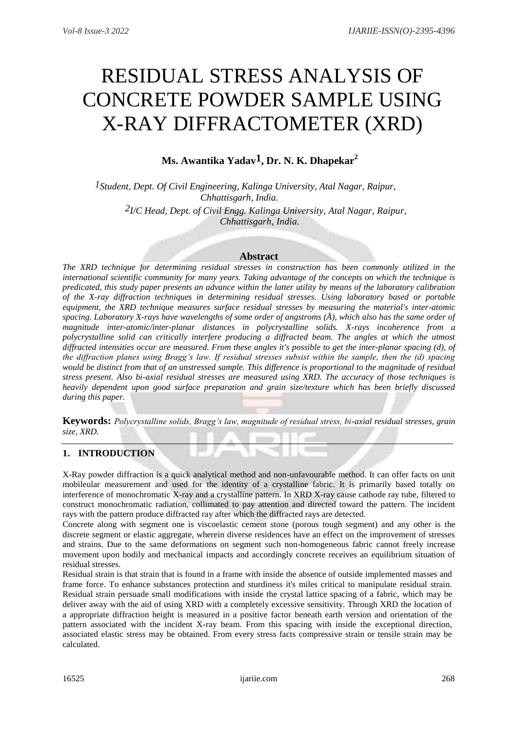# RESIDUAL STRESS ANALYSIS OF CONCRETE POWDER SAMPLE USING X-RAY DIFFRACTOMETER (XRD)

**Ms. Awantika Yadav[1], Dr. N. K. Dhapekar[2]**

[1] *Student, Dept. Of Civil Engineering, Kalinga University, Atal Nagar, Raipur, Chhattisgarh, India.*

[2] *I/C Head, Dept. of Civil Engg. Kalinga University, Atal Nagar, Raipur, Chhattisgarh, India.*

## Abstract

*The XRD technique for determining residual stresses in construction has been commonly utilized in the international scientific community for many years. Taking advantage of the concepts on which the technique is predicated, this study paper presents an advance within the latter utility by means of the laboratory calibration of the X-ray diffraction techniques in determining residual stresses. Using laboratory based or portable equipment, the XRD technique measures surface residual stresses by measuring the material's inter-atomic spacing. Laboratory X-rays have wavelengths of some order of angstroms (Å), which also has the same order of magnitude inter-atomic/inter-planar distances in polycrystalline solids. X-rays incoherence from a polycrystalline solid can critically interfere producing a diffracted beam. The angles at which the utmost diffracted intensities occur are measured. From these angles it's possible to get the inter-planar spacing (d), of the diffraction planes using Bragg's law. If residual stresses subsist within the sample, then the (d) spacing would be distinct from that of an unstressed sample. This difference is proportional to the magnitude of residual stress present. Also bi-axial residual stresses are measured using XRD. The accuracy of those techniques is heavily dependent upon good surface preparation and grain size/texture which has been briefly discussed during this paper.*

**Keywords:** *Polycrystalline solids, Bragg's law, magnitude of residual stress, bi-axial residual stresses, grain size, XRD.*

## 1. INTRODUCTION

X-Ray powder diffraction is a quick analytical method and non-unfavourable method. It can offer facts on unit mobileular measurement and used for the identity of a crystalline fabric. It is primarily based totally on interference of monochromatic X-ray and a crystalline pattern. In XRD X-ray cause cathode ray tube, filtered to construct monochromatic radiation, collimated to pay attention and directed toward the pattern. The incident rays with the pattern produce diffracted ray after which the diffracted rays are detected.

Concrete along with segment one is viscoelastic cement stone (porous tough segment) and any other is the discrete segment or elastic aggregate, wherein diverse residences have an effect on the improvement of stresses and strains. Due to the same deformations on segment such non-homogeneous fabric cannot freely increase movement upon bodily and mechanical impacts and accordingly concrete receives an equilibrium situation of residual stresses.

Residual strain is that strain that is found in a frame with inside the absence of outside implemented masses and frame force. To enhance substances protection and sturdiness it's miles critical to manipulate residual strain. Residual strain persuade small modifications with inside the crystal lattice spacing of a fabric, which may be deliver away with the aid of using XRD with a completely excessive sensitivity. Through XRD the location of a appropriate diffraction height is measured in a positive factor beneath earth version and orientation of the pattern associated with the incident X-ray beam. From this spacing with inside the exceptional direction, associated elastic stress may be obtained. From every stress facts compressive strain or tensile strain may be calculated.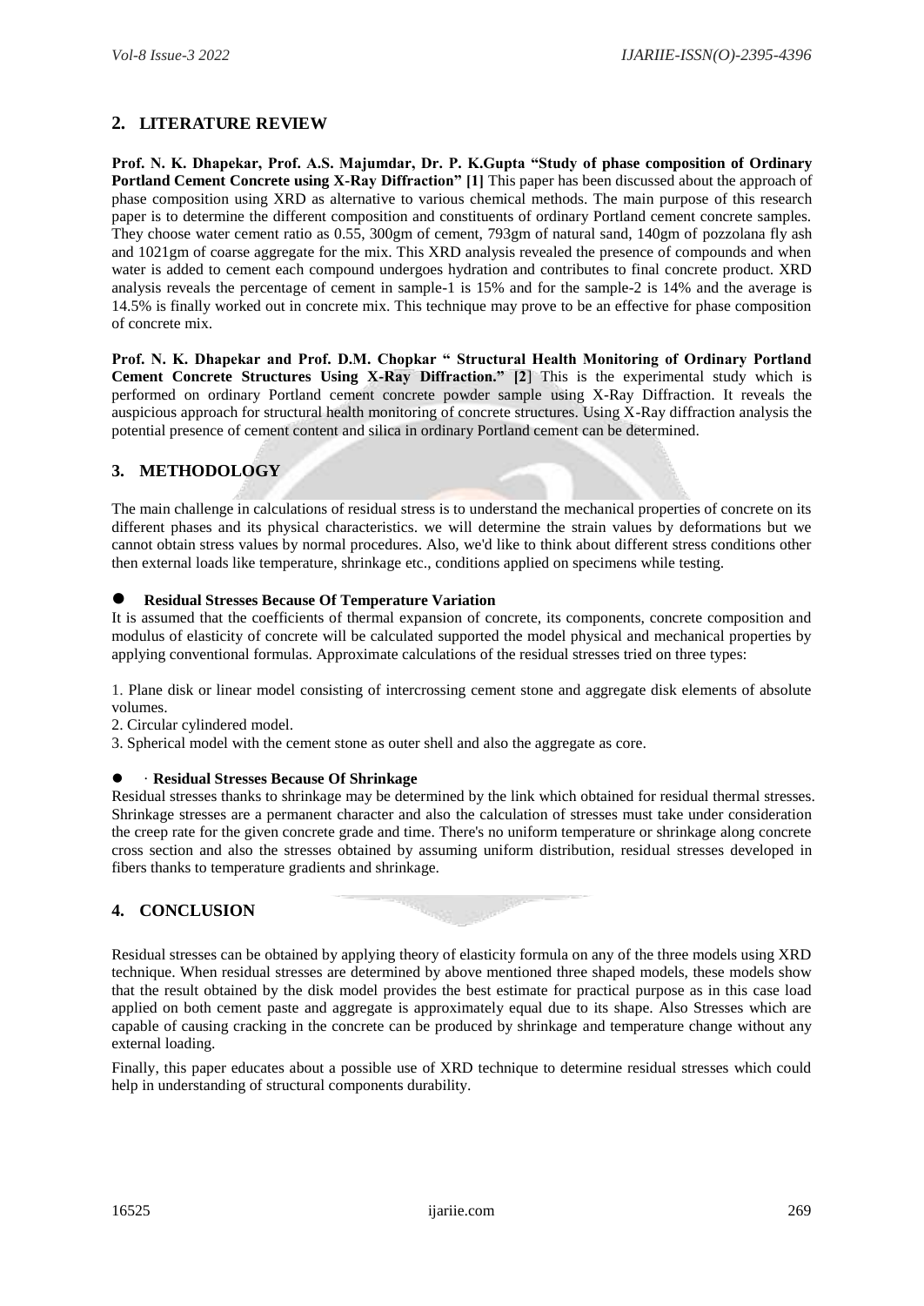## 2. LITERATURE REVIEW

**Prof. N. K. Dhapekar, Prof. A.S. Majumdar, Dr. P. K.Gupta "Study of phase composition of Ordinary Portland Cement Concrete using X-Ray Diffraction" [1]** This paper has been discussed about the approach of phase composition using XRD as alternative to various chemical methods. The main purpose of this research paper is to determine the different composition and constituents of ordinary Portland cement concrete samples. They choose water cement ratio as 0.55, 300gm of cement, 793gm of natural sand, 140gm of pozzolana fly ash and 1021gm of coarse aggregate for the mix. This XRD analysis revealed the presence of compounds and when water is added to cement each compound undergoes hydration and contributes to final concrete product. XRD analysis reveals the percentage of cement in sample-1 is 15% and for the sample-2 is 14% and the average is 14.5% is finally worked out in concrete mix. This technique may prove to be an effective for phase composition of concrete mix.

**Prof. N. K. Dhapekar and Prof. D.M. Chopkar " Structural Health Monitoring of Ordinary Portland Cement Concrete Structures Using X-Ray Diffraction." [2]** This is the experimental study which is performed on ordinary Portland cement concrete powder sample using X-Ray Diffraction. It reveals the auspicious approach for structural health monitoring of concrete structures. Using X-Ray diffraction analysis the potential presence of cement content and silica in ordinary Portland cement can be determined.

## 3. METHODOLOGY

The main challenge in calculations of residual stress is to understand the mechanical properties of concrete on its different phases and its physical characteristics. we will determine the strain values by deformations but we cannot obtain stress values by normal procedures. Also, we'd like to think about different stress conditions other then external loads like temperature, shrinkage etc., conditions applied on specimens while testing.

- **Residual Stresses Because Of Temperature Variation**

It is assumed that the coefficients of thermal expansion of concrete, its components, concrete composition and modulus of elasticity of concrete will be calculated supported the model physical and mechanical properties by applying conventional formulas. Approximate calculations of the residual stresses tried on three types:

1. Plane disk or linear model consisting of intercrossing cement stone and aggregate disk elements of absolute volumes.
2. Circular cylindered model.
3. Spherical model with the cement stone as outer shell and also the aggregate as core.

- · **Residual Stresses Because Of Shrinkage**

Residual stresses thanks to shrinkage may be determined by the link which obtained for residual thermal stresses. Shrinkage stresses are a permanent character and also the calculation of stresses must take under consideration the creep rate for the given concrete grade and time. There's no uniform temperature or shrinkage along concrete cross section and also the stresses obtained by assuming uniform distribution, residual stresses developed in fibers thanks to temperature gradients and shrinkage.

## 4. CONCLUSION

Residual stresses can be obtained by applying theory of elasticity formula on any of the three models using XRD technique. When residual stresses are determined by above mentioned three shaped models, these models show that the result obtained by the disk model provides the best estimate for practical purpose as in this case load applied on both cement paste and aggregate is approximately equal due to its shape. Also Stresses which are capable of causing cracking in the concrete can be produced by shrinkage and temperature change without any external loading.

Finally, this paper educates about a possible use of XRD technique to determine residual stresses which could help in understanding of structural components durability.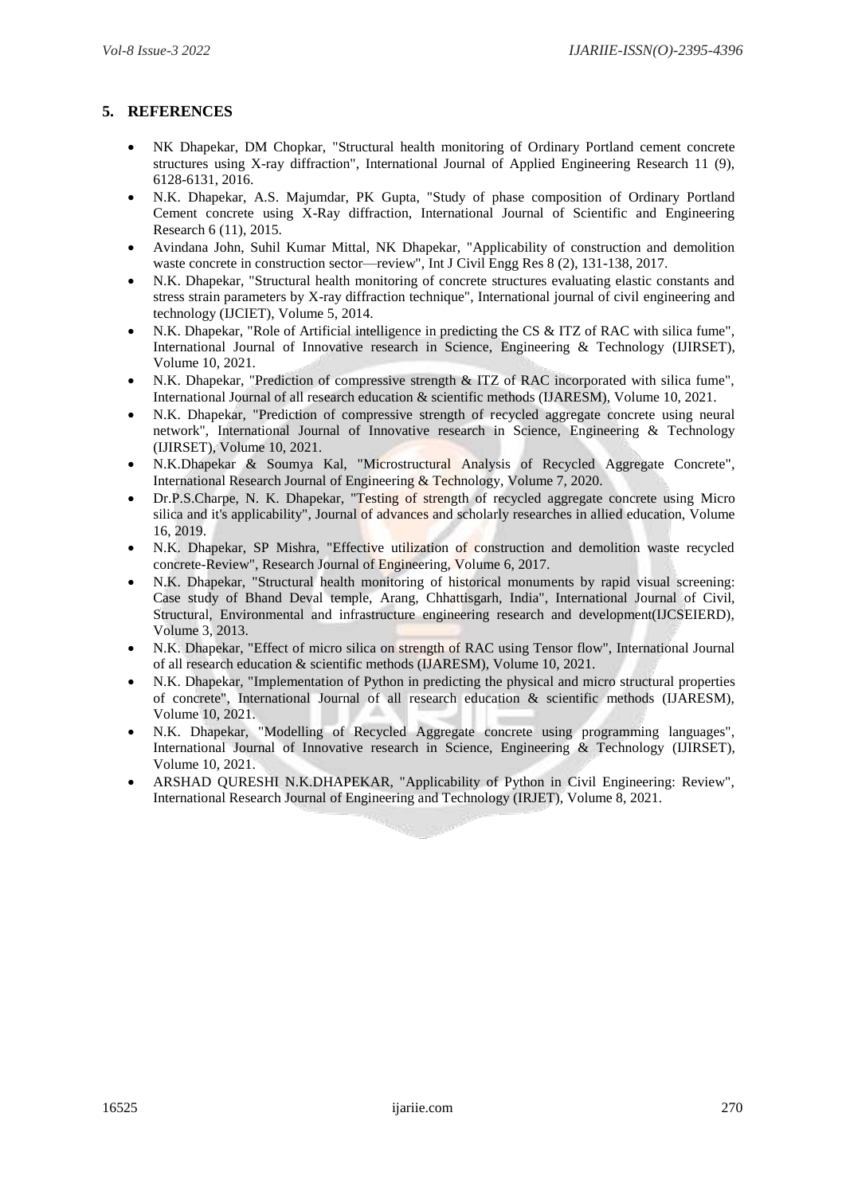## 5. REFERENCES

- NK Dhapekar, DM Chopkar, "Structural health monitoring of Ordinary Portland cement concrete structures using X-ray diffraction", International Journal of Applied Engineering Research 11 (9), 6128-6131, 2016.
- N.K. Dhapekar, A.S. Majumdar, PK Gupta, "Study of phase composition of Ordinary Portland Cement concrete using X-Ray diffraction, International Journal of Scientific and Engineering Research 6 (11), 2015.
- Avindana John, Suhil Kumar Mittal, NK Dhapekar, "Applicability of construction and demolition waste concrete in construction sector—review", Int J Civil Engg Res 8 (2), 131-138, 2017.
- N.K. Dhapekar, "Structural health monitoring of concrete structures evaluating elastic constants and stress strain parameters by X-ray diffraction technique", International journal of civil engineering and technology (IJCIET), Volume 5, 2014.
- N.K. Dhapekar, "Role of Artificial intelligence in predicting the CS & ITZ of RAC with silica fume", International Journal of Innovative research in Science, Engineering & Technology (IJIRSET), Volume 10, 2021.
- N.K. Dhapekar, "Prediction of compressive strength & ITZ of RAC incorporated with silica fume", International Journal of all research education & scientific methods (IJARESM), Volume 10, 2021.
- N.K. Dhapekar, "Prediction of compressive strength of recycled aggregate concrete using neural network", International Journal of Innovative research in Science, Engineering & Technology (IJIRSET), Volume 10, 2021.
- N.K.Dhapekar & Soumya Kal, "Microstructural Analysis of Recycled Aggregate Concrete", International Research Journal of Engineering & Technology, Volume 7, 2020.
- Dr.P.S.Charpe, N. K. Dhapekar, "Testing of strength of recycled aggregate concrete using Micro silica and it's applicability", Journal of advances and scholarly researches in allied education, Volume 16, 2019.
- N.K. Dhapekar, SP Mishra, "Effective utilization of construction and demolition waste recycled concrete-Review", Research Journal of Engineering, Volume 6, 2017.
- N.K. Dhapekar, "Structural health monitoring of historical monuments by rapid visual screening: Case study of Bhand Deval temple, Arang, Chhattisgarh, India", International Journal of Civil, Structural, Environmental and infrastructure engineering research and development(IJCSEIERD), Volume 3, 2013.
- N.K. Dhapekar, "Effect of micro silica on strength of RAC using Tensor flow", International Journal of all research education & scientific methods (IJARESM), Volume 10, 2021.
- N.K. Dhapekar, "Implementation of Python in predicting the physical and micro structural properties of concrete", International Journal of all research education & scientific methods (IJARESM), Volume 10, 2021.
- N.K. Dhapekar, "Modelling of Recycled Aggregate concrete using programming languages", International Journal of Innovative research in Science, Engineering & Technology (IJIRSET), Volume 10, 2021.
- ARSHAD QURESHI N.K.DHAPEKAR, "Applicability of Python in Civil Engineering: Review", International Research Journal of Engineering and Technology (IRJET), Volume 8, 2021.